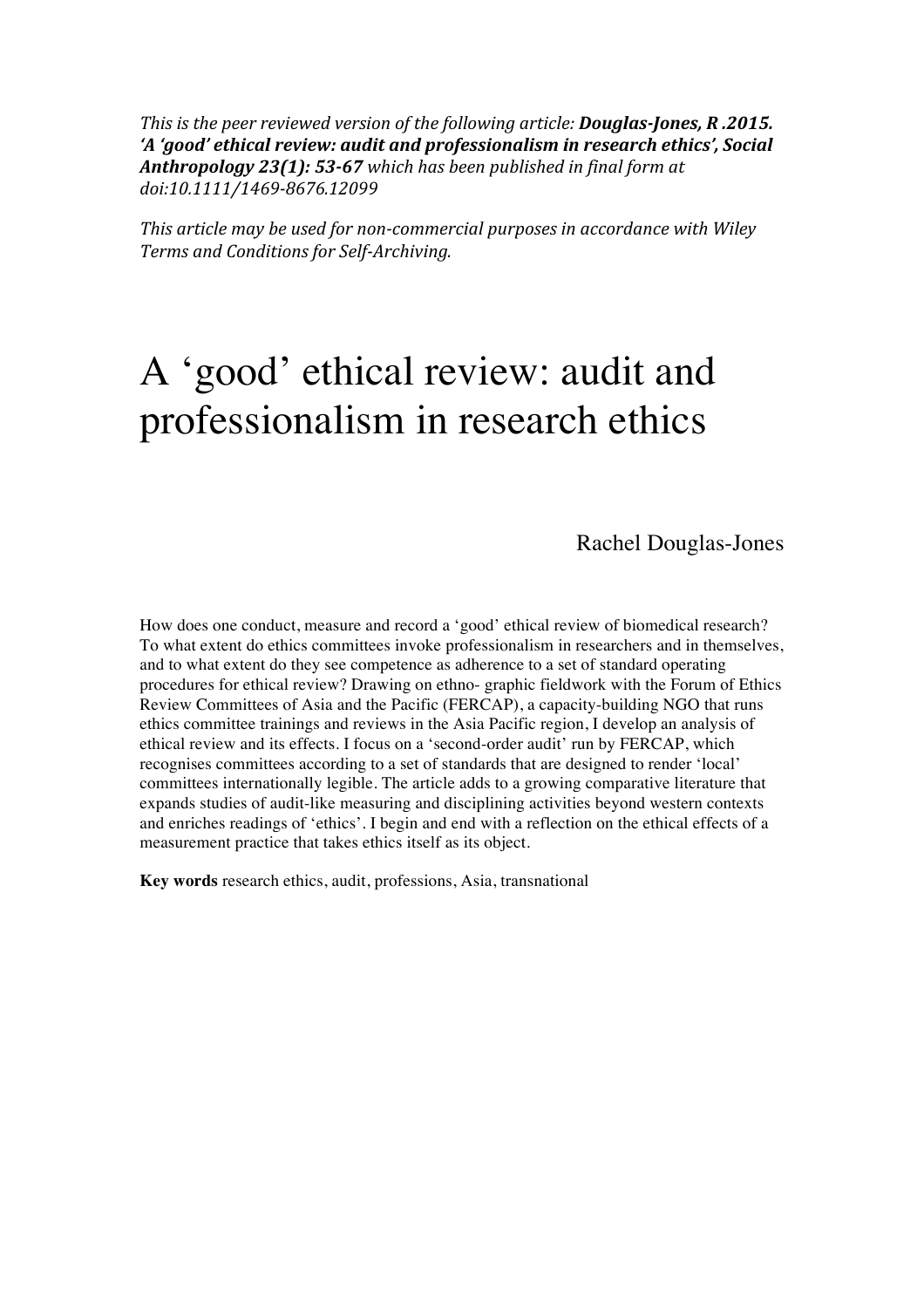*This is the peer reviewed version of the following article:* ***Douglas-Jones, R .2015. 'A 'good' ethical review: audit and professionalism in research ethics', Social Anthropology 23(1): 53-67*** *which has been published in final form at doi:10.1111/1469-8676.12099*

*This article may be used for non-commercial purposes in accordance with Wiley Terms and Conditions for Self-Archiving.*

# A 'good' ethical review: audit and professionalism in research ethics

Rachel Douglas-Jones

How does one conduct, measure and record a 'good' ethical review of biomedical research? To what extent do ethics committees invoke professionalism in researchers and in themselves, and to what extent do they see competence as adherence to a set of standard operating procedures for ethical review? Drawing on ethno- graphic fieldwork with the Forum of Ethics Review Committees of Asia and the Pacific (FERCAP), a capacity-building NGO that runs ethics committee trainings and reviews in the Asia Pacific region, I develop an analysis of ethical review and its effects. I focus on a 'second-order audit' run by FERCAP, which recognises committees according to a set of standards that are designed to render 'local' committees internationally legible. The article adds to a growing comparative literature that expands studies of audit-like measuring and disciplining activities beyond western contexts and enriches readings of 'ethics'. I begin and end with a reflection on the ethical effects of a measurement practice that takes ethics itself as its object.

**Key words** research ethics, audit, professions, Asia, transnational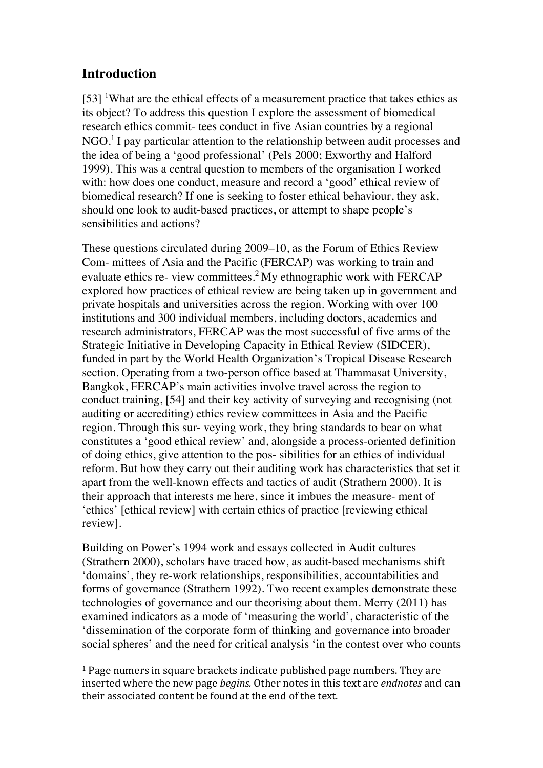## Introduction

[53] [1]What are the ethical effects of a measurement practice that takes ethics as its object? To address this question I explore the assessment of biomedical research ethics commit- tees conduct in five Asian countries by a regional NGO.[1] I pay particular attention to the relationship between audit processes and the idea of being a 'good professional' (Pels 2000; Exworthy and Halford 1999). This was a central question to members of the organisation I worked with: how does one conduct, measure and record a 'good' ethical review of biomedical research? If one is seeking to foster ethical behaviour, they ask, should one look to audit-based practices, or attempt to shape people's sensibilities and actions?

These questions circulated during 2009–10, as the Forum of Ethics Review Com- mittees of Asia and the Pacific (FERCAP) was working to train and evaluate ethics re- view committees.[2] My ethnographic work with FERCAP explored how practices of ethical review are being taken up in government and private hospitals and universities across the region. Working with over 100 institutions and 300 individual members, including doctors, academics and research administrators, FERCAP was the most successful of five arms of the Strategic Initiative in Developing Capacity in Ethical Review (SIDCER), funded in part by the World Health Organization's Tropical Disease Research section. Operating from a two-person office based at Thammasat University, Bangkok, FERCAP's main activities involve travel across the region to conduct training, [54] and their key activity of surveying and recognising (not auditing or accrediting) ethics review committees in Asia and the Pacific region. Through this sur- veying work, they bring standards to bear on what constitutes a 'good ethical review' and, alongside a process-oriented definition of doing ethics, give attention to the pos- sibilities for an ethics of individual reform. But how they carry out their auditing work has characteristics that set it apart from the well-known effects and tactics of audit (Strathern 2000). It is their approach that interests me here, since it imbues the measure- ment of 'ethics' [ethical review] with certain ethics of practice [reviewing ethical review].

Building on Power's 1994 work and essays collected in Audit cultures (Strathern 2000), scholars have traced how, as audit-based mechanisms shift 'domains', they re-work relationships, responsibilities, accountabilities and forms of governance (Strathern 1992). Two recent examples demonstrate these technologies of governance and our theorising about them. Merry (2011) has examined indicators as a mode of 'measuring the world', characteristic of the 'dissemination of the corporate form of thinking and governance into broader social spheres' and the need for critical analysis 'in the contest over who counts

---

[1] Page numers in square brackets indicate published page numbers. They are inserted where the new page *begins*. Other notes in this text are *endnotes* and can their associated content be found at the end of the text.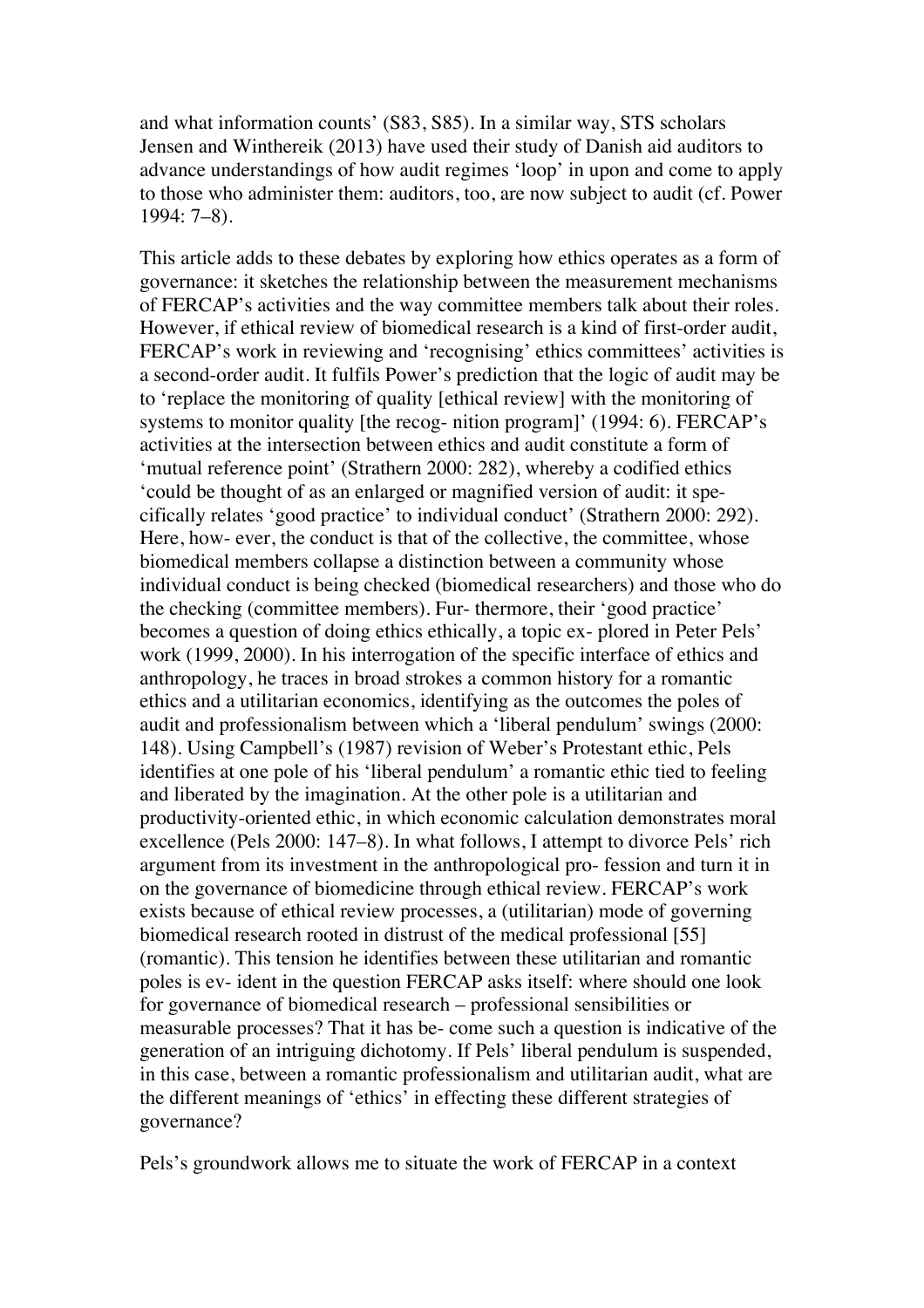and what information counts' (S83, S85). In a similar way, STS scholars Jensen and Winthereik (2013) have used their study of Danish aid auditors to advance understandings of how audit regimes 'loop' in upon and come to apply to those who administer them: auditors, too, are now subject to audit (cf. Power 1994: 7–8).

This article adds to these debates by exploring how ethics operates as a form of governance: it sketches the relationship between the measurement mechanisms of FERCAP's activities and the way committee members talk about their roles. However, if ethical review of biomedical research is a kind of first-order audit, FERCAP's work in reviewing and 'recognising' ethics committees' activities is a second-order audit. It fulfils Power's prediction that the logic of audit may be to 'replace the monitoring of quality [ethical review] with the monitoring of systems to monitor quality [the recog- nition program]' (1994: 6). FERCAP's activities at the intersection between ethics and audit constitute a form of 'mutual reference point' (Strathern 2000: 282), whereby a codified ethics 'could be thought of as an enlarged or magnified version of audit: it spe- cifically relates 'good practice' to individual conduct' (Strathern 2000: 292). Here, how- ever, the conduct is that of the collective, the committee, whose biomedical members collapse a distinction between a community whose individual conduct is being checked (biomedical researchers) and those who do the checking (committee members). Fur- thermore, their 'good practice' becomes a question of doing ethics ethically, a topic ex- plored in Peter Pels' work (1999, 2000). In his interrogation of the specific interface of ethics and anthropology, he traces in broad strokes a common history for a romantic ethics and a utilitarian economics, identifying as the outcomes the poles of audit and professionalism between which a 'liberal pendulum' swings (2000: 148). Using Campbell's (1987) revision of Weber's Protestant ethic, Pels identifies at one pole of his 'liberal pendulum' a romantic ethic tied to feeling and liberated by the imagination. At the other pole is a utilitarian and productivity-oriented ethic, in which economic calculation demonstrates moral excellence (Pels 2000: 147–8). In what follows, I attempt to divorce Pels' rich argument from its investment in the anthropological pro- fession and turn it in on the governance of biomedicine through ethical review. FERCAP's work exists because of ethical review processes, a (utilitarian) mode of governing biomedical research rooted in distrust of the medical professional [55] (romantic). This tension he identifies between these utilitarian and romantic poles is ev- ident in the question FERCAP asks itself: where should one look for governance of biomedical research – professional sensibilities or measurable processes? That it has be- come such a question is indicative of the generation of an intriguing dichotomy. If Pels' liberal pendulum is suspended, in this case, between a romantic professionalism and utilitarian audit, what are the different meanings of 'ethics' in effecting these different strategies of governance?

Pels's groundwork allows me to situate the work of FERCAP in a context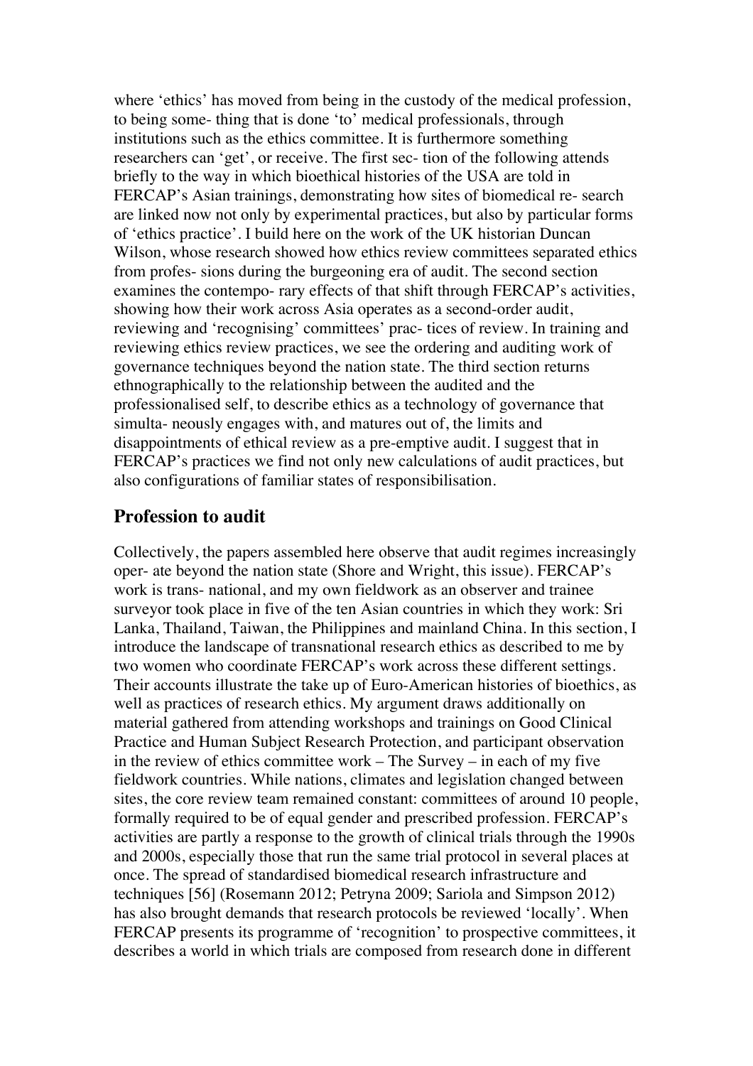where 'ethics' has moved from being in the custody of the medical profession, to being some- thing that is done 'to' medical professionals, through institutions such as the ethics committee. It is furthermore something researchers can 'get', or receive. The first sec- tion of the following attends briefly to the way in which bioethical histories of the USA are told in FERCAP's Asian trainings, demonstrating how sites of biomedical re- search are linked now not only by experimental practices, but also by particular forms of 'ethics practice'. I build here on the work of the UK historian Duncan Wilson, whose research showed how ethics review committees separated ethics from profes- sions during the burgeoning era of audit. The second section examines the contempo- rary effects of that shift through FERCAP's activities, showing how their work across Asia operates as a second-order audit, reviewing and 'recognising' committees' prac- tices of review. In training and reviewing ethics review practices, we see the ordering and auditing work of governance techniques beyond the nation state. The third section returns ethnographically to the relationship between the audited and the professionalised self, to describe ethics as a technology of governance that simulta- neously engages with, and matures out of, the limits and disappointments of ethical review as a pre-emptive audit. I suggest that in FERCAP's practices we find not only new calculations of audit practices, but also configurations of familiar states of responsibilisation.

## Profession to audit

Collectively, the papers assembled here observe that audit regimes increasingly oper- ate beyond the nation state (Shore and Wright, this issue). FERCAP's work is trans- national, and my own fieldwork as an observer and trainee surveyor took place in five of the ten Asian countries in which they work: Sri Lanka, Thailand, Taiwan, the Philippines and mainland China. In this section, I introduce the landscape of transnational research ethics as described to me by two women who coordinate FERCAP's work across these different settings. Their accounts illustrate the take up of Euro-American histories of bioethics, as well as practices of research ethics. My argument draws additionally on material gathered from attending workshops and trainings on Good Clinical Practice and Human Subject Research Protection, and participant observation in the review of ethics committee work – The Survey – in each of my five fieldwork countries. While nations, climates and legislation changed between sites, the core review team remained constant: committees of around 10 people, formally required to be of equal gender and prescribed profession. FERCAP's activities are partly a response to the growth of clinical trials through the 1990s and 2000s, especially those that run the same trial protocol in several places at once. The spread of standardised biomedical research infrastructure and techniques [56] (Rosemann 2012; Petryna 2009; Sariola and Simpson 2012) has also brought demands that research protocols be reviewed 'locally'. When FERCAP presents its programme of 'recognition' to prospective committees, it describes a world in which trials are composed from research done in different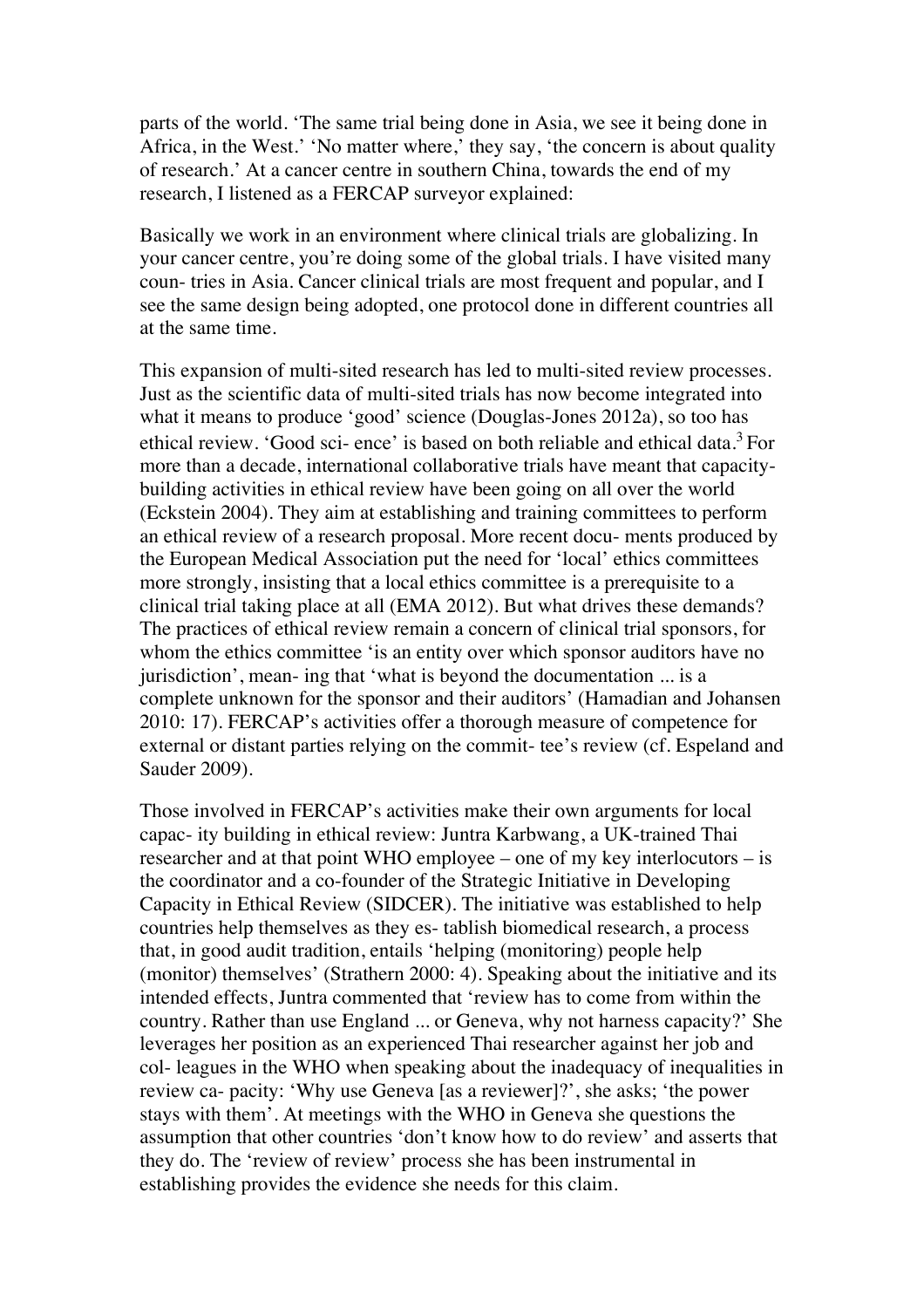parts of the world. 'The same trial being done in Asia, we see it being done in Africa, in the West.' 'No matter where,' they say, 'the concern is about quality of research.' At a cancer centre in southern China, towards the end of my research, I listened as a FERCAP surveyor explained:

Basically we work in an environment where clinical trials are globalizing. In your cancer centre, you're doing some of the global trials. I have visited many coun- tries in Asia. Cancer clinical trials are most frequent and popular, and I see the same design being adopted, one protocol done in different countries all at the same time.

This expansion of multi-sited research has led to multi-sited review processes. Just as the scientific data of multi-sited trials has now become integrated into what it means to produce 'good' science (Douglas-Jones 2012a), so too has ethical review. 'Good sci- ence' is based on both reliable and ethical data.[3] For more than a decade, international collaborative trials have meant that capacity-building activities in ethical review have been going on all over the world (Eckstein 2004). They aim at establishing and training committees to perform an ethical review of a research proposal. More recent docu- ments produced by the European Medical Association put the need for 'local' ethics committees more strongly, insisting that a local ethics committee is a prerequisite to a clinical trial taking place at all (EMA 2012). But what drives these demands? The practices of ethical review remain a concern of clinical trial sponsors, for whom the ethics committee 'is an entity over which sponsor auditors have no jurisdiction', mean- ing that 'what is beyond the documentation ... is a complete unknown for the sponsor and their auditors' (Hamadian and Johansen 2010: 17). FERCAP's activities offer a thorough measure of competence for external or distant parties relying on the commit- tee's review (cf. Espeland and Sauder 2009).

Those involved in FERCAP's activities make their own arguments for local capac- ity building in ethical review: Juntra Karbwang, a UK-trained Thai researcher and at that point WHO employee – one of my key interlocutors – is the coordinator and a co-founder of the Strategic Initiative in Developing Capacity in Ethical Review (SIDCER). The initiative was established to help countries help themselves as they es- tablish biomedical research, a process that, in good audit tradition, entails 'helping (monitoring) people help (monitor) themselves' (Strathern 2000: 4). Speaking about the initiative and its intended effects, Juntra commented that 'review has to come from within the country. Rather than use England ... or Geneva, why not harness capacity?' She leverages her position as an experienced Thai researcher against her job and col- leagues in the WHO when speaking about the inadequacy of inequalities in review ca- pacity: 'Why use Geneva [as a reviewer]?', she asks; 'the power stays with them'. At meetings with the WHO in Geneva she questions the assumption that other countries 'don't know how to do review' and asserts that they do. The 'review of review' process she has been instrumental in establishing provides the evidence she needs for this claim.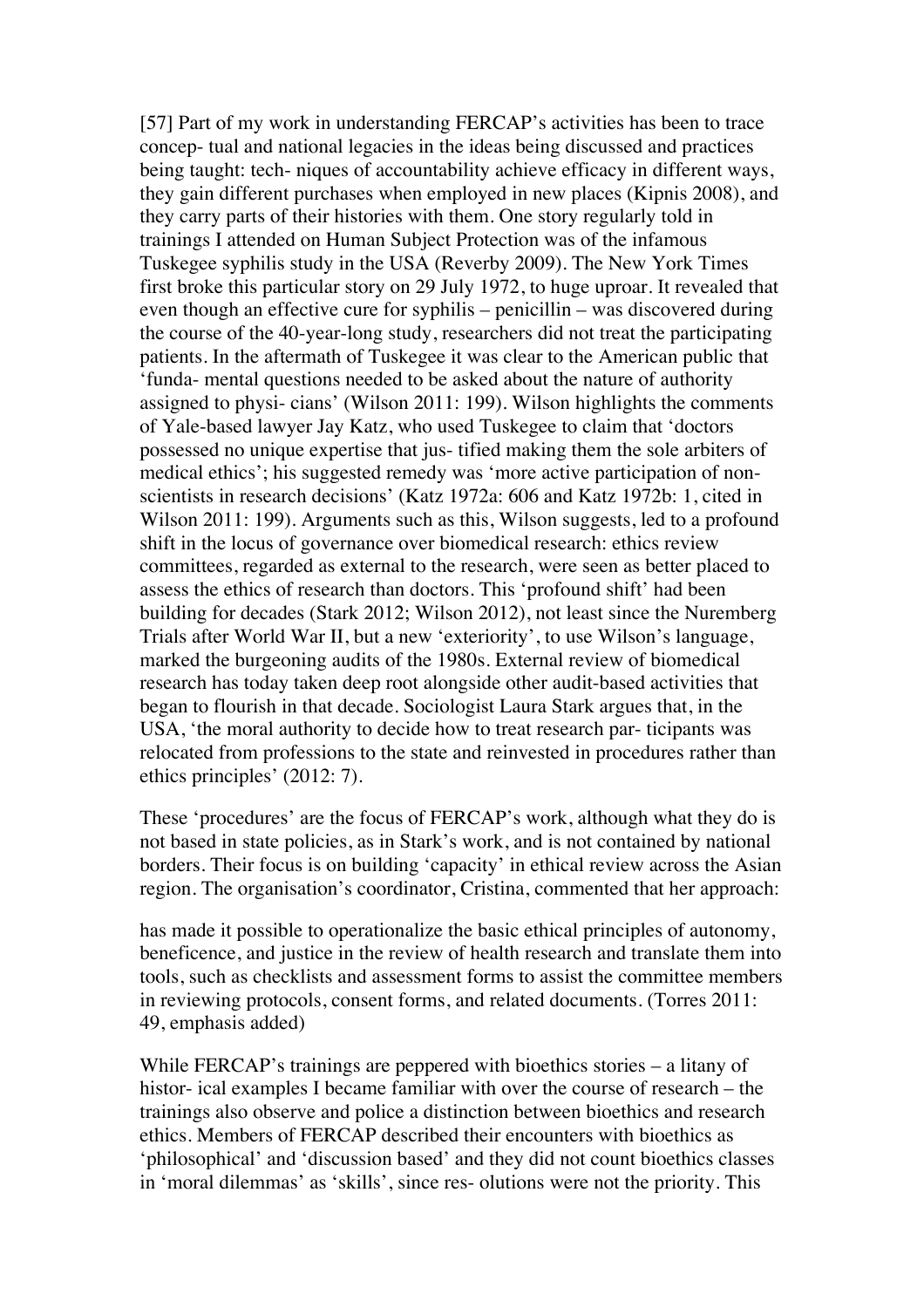[57] Part of my work in understanding FERCAP's activities has been to trace concep- tual and national legacies in the ideas being discussed and practices being taught: tech- niques of accountability achieve efficacy in different ways, they gain different purchases when employed in new places (Kipnis 2008), and they carry parts of their histories with them. One story regularly told in trainings I attended on Human Subject Protection was of the infamous Tuskegee syphilis study in the USA (Reverby 2009). The New York Times first broke this particular story on 29 July 1972, to huge uproar. It revealed that even though an effective cure for syphilis – penicillin – was discovered during the course of the 40-year-long study, researchers did not treat the participating patients. In the aftermath of Tuskegee it was clear to the American public that 'funda- mental questions needed to be asked about the nature of authority assigned to physi- cians' (Wilson 2011: 199). Wilson highlights the comments of Yale-based lawyer Jay Katz, who used Tuskegee to claim that 'doctors possessed no unique expertise that jus- tified making them the sole arbiters of medical ethics'; his suggested remedy was 'more active participation of non-scientists in research decisions' (Katz 1972a: 606 and Katz 1972b: 1, cited in Wilson 2011: 199). Arguments such as this, Wilson suggests, led to a profound shift in the locus of governance over biomedical research: ethics review committees, regarded as external to the research, were seen as better placed to assess the ethics of research than doctors. This 'profound shift' had been building for decades (Stark 2012; Wilson 2012), not least since the Nuremberg Trials after World War II, but a new 'exteriority', to use Wilson's language, marked the burgeoning audits of the 1980s. External review of biomedical research has today taken deep root alongside other audit-based activities that began to flourish in that decade. Sociologist Laura Stark argues that, in the USA, 'the moral authority to decide how to treat research par- ticipants was relocated from professions to the state and reinvested in procedures rather than ethics principles' (2012: 7).

These 'procedures' are the focus of FERCAP's work, although what they do is not based in state policies, as in Stark's work, and is not contained by national borders. Their focus is on building 'capacity' in ethical review across the Asian region. The organisation's coordinator, Cristina, commented that her approach:

> has made it possible to operationalize the basic ethical principles of autonomy, beneficence, and justice in the review of health research and translate them into tools, such as checklists and assessment forms to assist the committee members in reviewing protocols, consent forms, and related documents. (Torres 2011: 49, emphasis added)

While FERCAP's trainings are peppered with bioethics stories – a litany of histor- ical examples I became familiar with over the course of research – the trainings also observe and police a distinction between bioethics and research ethics. Members of FERCAP described their encounters with bioethics as 'philosophical' and 'discussion based' and they did not count bioethics classes in 'moral dilemmas' as 'skills', since res- olutions were not the priority. This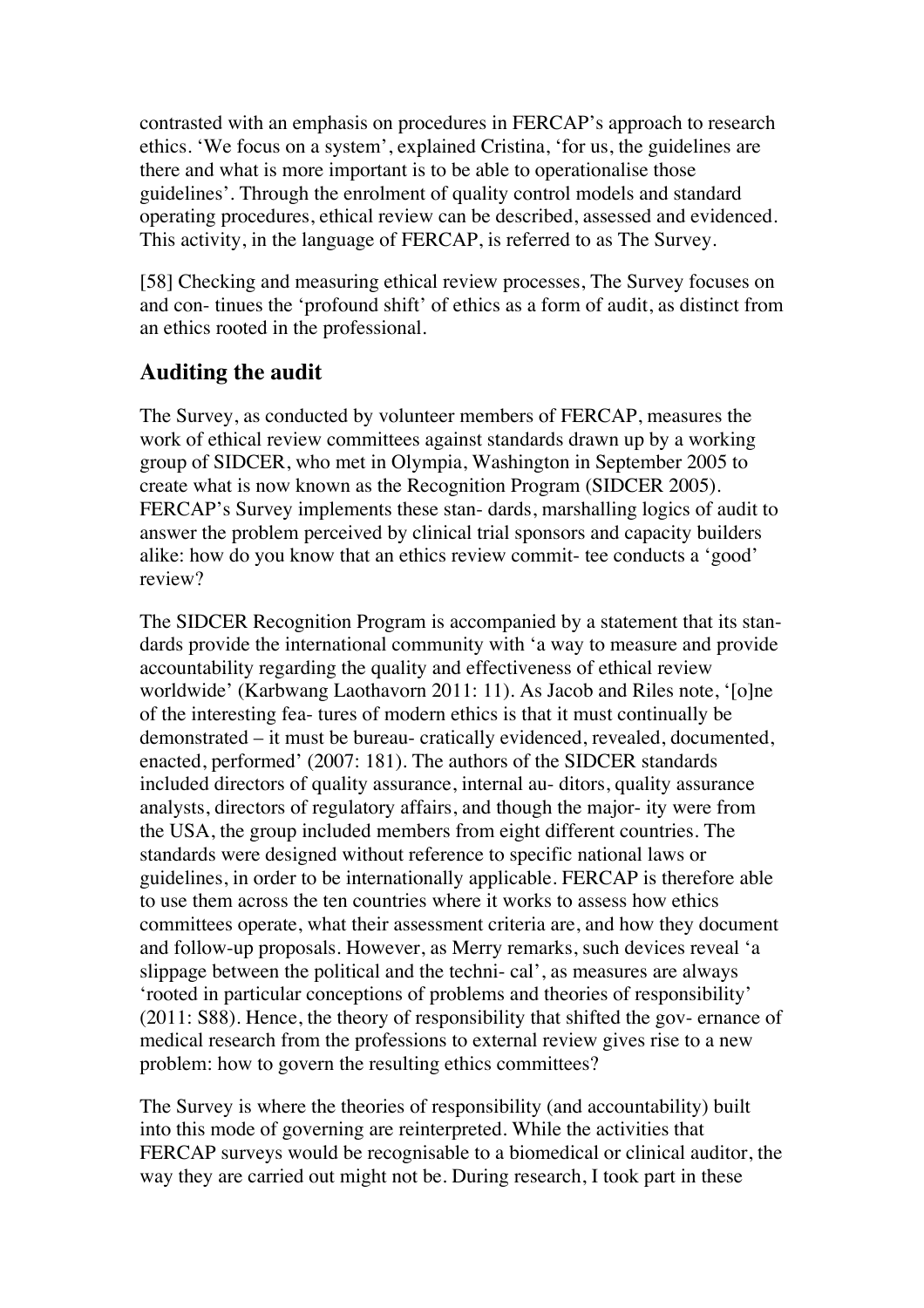contrasted with an emphasis on procedures in FERCAP's approach to research ethics. 'We focus on a system', explained Cristina, 'for us, the guidelines are there and what is more important is to be able to operationalise those guidelines'. Through the enrolment of quality control models and standard operating procedures, ethical review can be described, assessed and evidenced. This activity, in the language of FERCAP, is referred to as The Survey.

[58] Checking and measuring ethical review processes, The Survey focuses on and con- tinues the 'profound shift' of ethics as a form of audit, as distinct from an ethics rooted in the professional.

## Auditing the audit

The Survey, as conducted by volunteer members of FERCAP, measures the work of ethical review committees against standards drawn up by a working group of SIDCER, who met in Olympia, Washington in September 2005 to create what is now known as the Recognition Program (SIDCER 2005). FERCAP's Survey implements these stan- dards, marshalling logics of audit to answer the problem perceived by clinical trial sponsors and capacity builders alike: how do you know that an ethics review commit- tee conducts a 'good' review?

The SIDCER Recognition Program is accompanied by a statement that its stan- dards provide the international community with 'a way to measure and provide accountability regarding the quality and effectiveness of ethical review worldwide' (Karbwang Laothavorn 2011: 11). As Jacob and Riles note, '[o]ne of the interesting fea- tures of modern ethics is that it must continually be demonstrated – it must be bureau- cratically evidenced, revealed, documented, enacted, performed' (2007: 181). The authors of the SIDCER standards included directors of quality assurance, internal au- ditors, quality assurance analysts, directors of regulatory affairs, and though the major- ity were from the USA, the group included members from eight different countries. The standards were designed without reference to specific national laws or guidelines, in order to be internationally applicable. FERCAP is therefore able to use them across the ten countries where it works to assess how ethics committees operate, what their assessment criteria are, and how they document and follow-up proposals. However, as Merry remarks, such devices reveal 'a slippage between the political and the techni- cal', as measures are always 'rooted in particular conceptions of problems and theories of responsibility' (2011: S88). Hence, the theory of responsibility that shifted the gov- ernance of medical research from the professions to external review gives rise to a new problem: how to govern the resulting ethics committees?

The Survey is where the theories of responsibility (and accountability) built into this mode of governing are reinterpreted. While the activities that FERCAP surveys would be recognisable to a biomedical or clinical auditor, the way they are carried out might not be. During research, I took part in these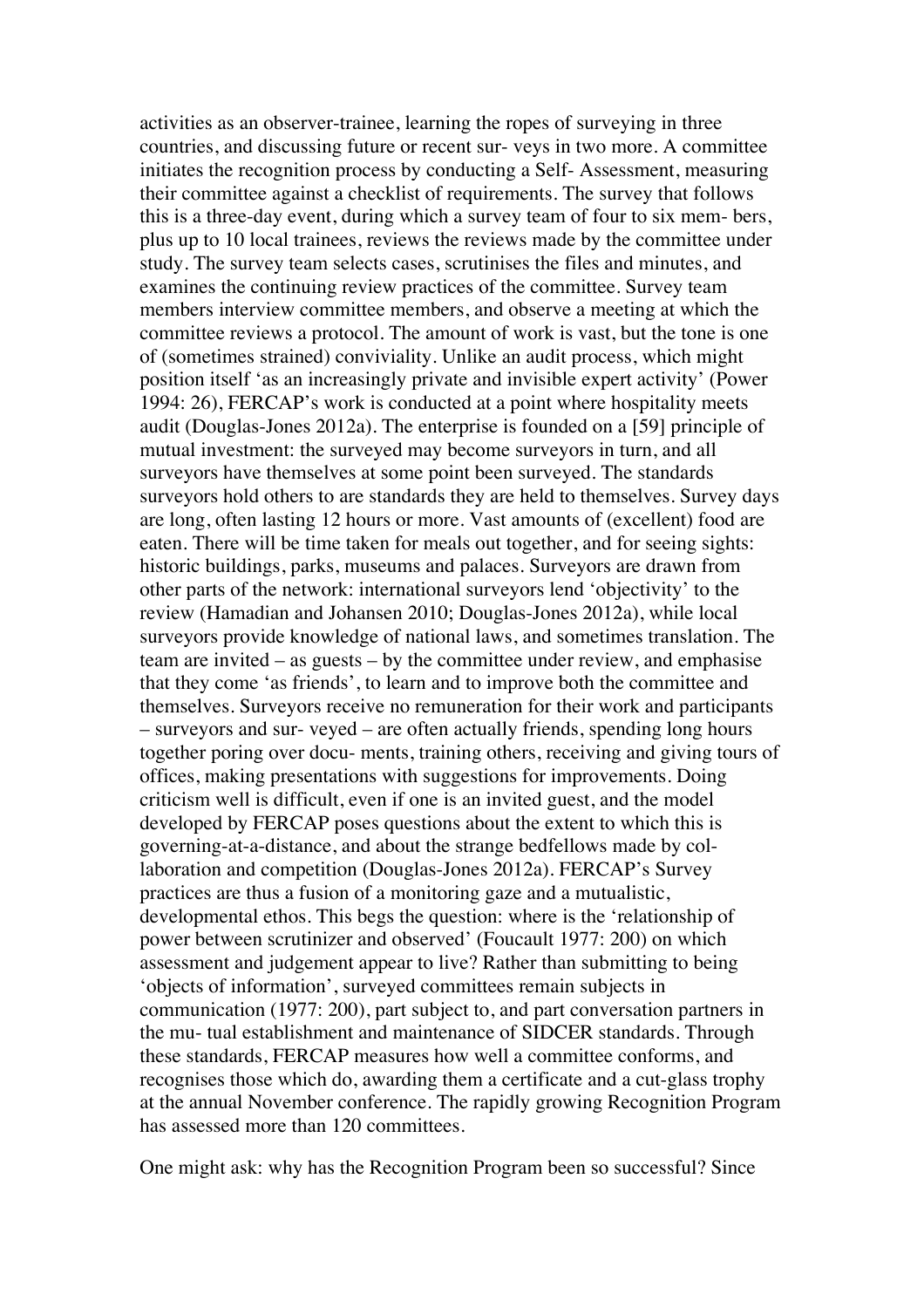activities as an observer-trainee, learning the ropes of surveying in three countries, and discussing future or recent sur- veys in two more. A committee initiates the recognition process by conducting a Self- Assessment, measuring their committee against a checklist of requirements. The survey that follows this is a three-day event, during which a survey team of four to six mem- bers, plus up to 10 local trainees, reviews the reviews made by the committee under study. The survey team selects cases, scrutinises the files and minutes, and examines the continuing review practices of the committee. Survey team members interview committee members, and observe a meeting at which the committee reviews a protocol. The amount of work is vast, but the tone is one of (sometimes strained) conviviality. Unlike an audit process, which might position itself 'as an increasingly private and invisible expert activity' (Power 1994: 26), FERCAP's work is conducted at a point where hospitality meets audit (Douglas-Jones 2012a). The enterprise is founded on a [59] principle of mutual investment: the surveyed may become surveyors in turn, and all surveyors have themselves at some point been surveyed. The standards surveyors hold others to are standards they are held to themselves. Survey days are long, often lasting 12 hours or more. Vast amounts of (excellent) food are eaten. There will be time taken for meals out together, and for seeing sights: historic buildings, parks, museums and palaces. Surveyors are drawn from other parts of the network: international surveyors lend 'objectivity' to the review (Hamadian and Johansen 2010; Douglas-Jones 2012a), while local surveyors provide knowledge of national laws, and sometimes translation. The team are invited – as guests – by the committee under review, and emphasise that they come 'as friends', to learn and to improve both the committee and themselves. Surveyors receive no remuneration for their work and participants – surveyors and sur- veyed – are often actually friends, spending long hours together poring over docu- ments, training others, receiving and giving tours of offices, making presentations with suggestions for improvements. Doing criticism well is difficult, even if one is an invited guest, and the model developed by FERCAP poses questions about the extent to which this is governing-at-a-distance, and about the strange bedfellows made by col- laboration and competition (Douglas-Jones 2012a). FERCAP's Survey practices are thus a fusion of a monitoring gaze and a mutualistic, developmental ethos. This begs the question: where is the 'relationship of power between scrutinizer and observed' (Foucault 1977: 200) on which assessment and judgement appear to live? Rather than submitting to being 'objects of information', surveyed committees remain subjects in communication (1977: 200), part subject to, and part conversation partners in the mu- tual establishment and maintenance of SIDCER standards. Through these standards, FERCAP measures how well a committee conforms, and recognises those which do, awarding them a certificate and a cut-glass trophy at the annual November conference. The rapidly growing Recognition Program has assessed more than 120 committees.

One might ask: why has the Recognition Program been so successful? Since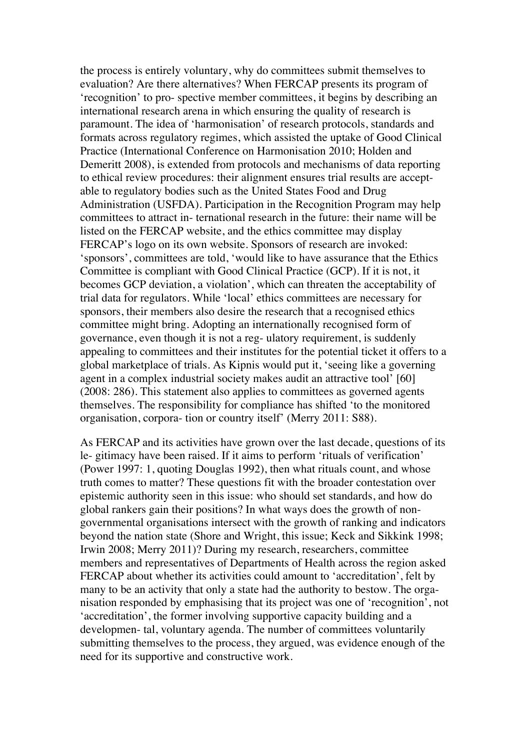the process is entirely voluntary, why do committees submit themselves to evaluation? Are there alternatives? When FERCAP presents its program of 'recognition' to pro- spective member committees, it begins by describing an international research arena in which ensuring the quality of research is paramount. The idea of 'harmonisation' of research protocols, standards and formats across regulatory regimes, which assisted the uptake of Good Clinical Practice (International Conference on Harmonisation 2010; Holden and Demeritt 2008), is extended from protocols and mechanisms of data reporting to ethical review procedures: their alignment ensures trial results are accept- able to regulatory bodies such as the United States Food and Drug Administration (USFDA). Participation in the Recognition Program may help committees to attract in- ternational research in the future: their name will be listed on the FERCAP website, and the ethics committee may display FERCAP's logo on its own website. Sponsors of research are invoked: 'sponsors', committees are told, 'would like to have assurance that the Ethics Committee is compliant with Good Clinical Practice (GCP). If it is not, it becomes GCP deviation, a violation', which can threaten the acceptability of trial data for regulators. While 'local' ethics committees are necessary for sponsors, their members also desire the research that a recognised ethics committee might bring. Adopting an internationally recognised form of governance, even though it is not a reg- ulatory requirement, is suddenly appealing to committees and their institutes for the potential ticket it offers to a global marketplace of trials. As Kipnis would put it, 'seeing like a governing agent in a complex industrial society makes audit an attractive tool' [60] (2008: 286). This statement also applies to committees as governed agents themselves. The responsibility for compliance has shifted 'to the monitored organisation, corpora- tion or country itself' (Merry 2011: S88).

As FERCAP and its activities have grown over the last decade, questions of its le- gitimacy have been raised. If it aims to perform 'rituals of verification' (Power 1997: 1, quoting Douglas 1992), then what rituals count, and whose truth comes to matter? These questions fit with the broader contestation over epistemic authority seen in this issue: who should set standards, and how do global rankers gain their positions? In what ways does the growth of non-governmental organisations intersect with the growth of ranking and indicators beyond the nation state (Shore and Wright, this issue; Keck and Sikkink 1998; Irwin 2008; Merry 2011)? During my research, researchers, committee members and representatives of Departments of Health across the region asked FERCAP about whether its activities could amount to 'accreditation', felt by many to be an activity that only a state had the authority to bestow. The orga- nisation responded by emphasising that its project was one of 'recognition', not 'accreditation', the former involving supportive capacity building and a developmen- tal, voluntary agenda. The number of committees voluntarily submitting themselves to the process, they argued, was evidence enough of the need for its supportive and constructive work.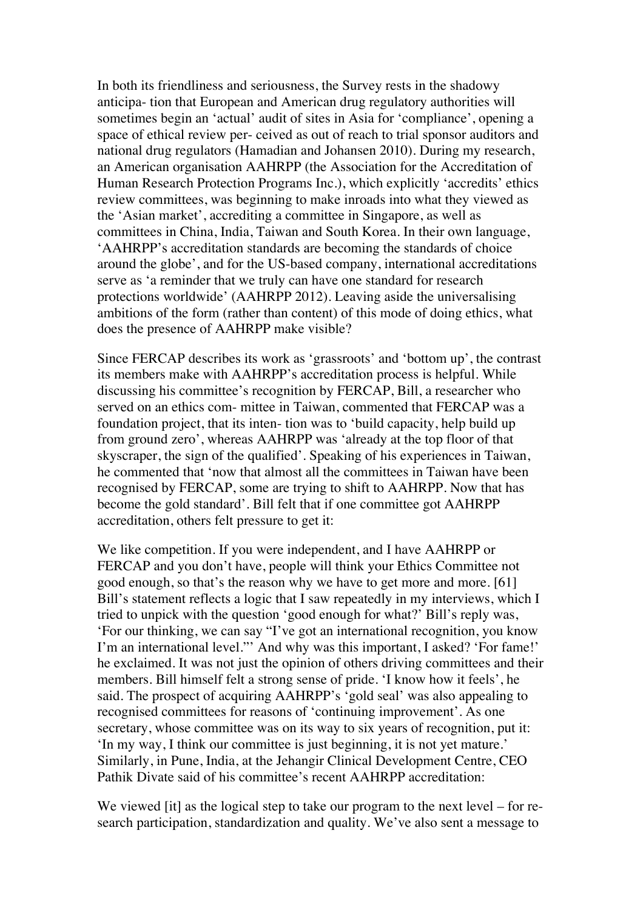In both its friendliness and seriousness, the Survey rests in the shadowy anticipa- tion that European and American drug regulatory authorities will sometimes begin an 'actual' audit of sites in Asia for 'compliance', opening a space of ethical review per- ceived as out of reach to trial sponsor auditors and national drug regulators (Hamadian and Johansen 2010). During my research, an American organisation AAHRPP (the Association for the Accreditation of Human Research Protection Programs Inc.), which explicitly 'accredits' ethics review committees, was beginning to make inroads into what they viewed as the 'Asian market', accrediting a committee in Singapore, as well as committees in China, India, Taiwan and South Korea. In their own language, 'AAHRPP's accreditation standards are becoming the standards of choice around the globe', and for the US-based company, international accreditations serve as 'a reminder that we truly can have one standard for research protections worldwide' (AAHRPP 2012). Leaving aside the universalising ambitions of the form (rather than content) of this mode of doing ethics, what does the presence of AAHRPP make visible?

Since FERCAP describes its work as 'grassroots' and 'bottom up', the contrast its members make with AAHRPP's accreditation process is helpful. While discussing his committee's recognition by FERCAP, Bill, a researcher who served on an ethics com- mittee in Taiwan, commented that FERCAP was a foundation project, that its inten- tion was to 'build capacity, help build up from ground zero', whereas AAHRPP was 'already at the top floor of that skyscraper, the sign of the qualified'. Speaking of his experiences in Taiwan, he commented that 'now that almost all the committees in Taiwan have been recognised by FERCAP, some are trying to shift to AAHRPP. Now that has become the gold standard'. Bill felt that if one committee got AAHRPP accreditation, others felt pressure to get it:

We like competition. If you were independent, and I have AAHRPP or FERCAP and you don't have, people will think your Ethics Committee not good enough, so that's the reason why we have to get more and more. [61]

Bill's statement reflects a logic that I saw repeatedly in my interviews, which I tried to unpick with the question 'good enough for what?' Bill's reply was, 'For our thinking, we can say "I've got an international recognition, you know I'm an international level."' And why was this important, I asked? 'For fame!' he exclaimed. It was not just the opinion of others driving committees and their members. Bill himself felt a strong sense of pride. 'I know how it feels', he said. The prospect of acquiring AAHRPP's 'gold seal' was also appealing to recognised committees for reasons of 'continuing improvement'. As one secretary, whose committee was on its way to six years of recognition, put it: 'In my way, I think our committee is just beginning, it is not yet mature.' Similarly, in Pune, India, at the Jehangir Clinical Development Centre, CEO Pathik Divate said of his committee's recent AAHRPP accreditation:

We viewed [it] as the logical step to take our program to the next level – for re- search participation, standardization and quality. We've also sent a message to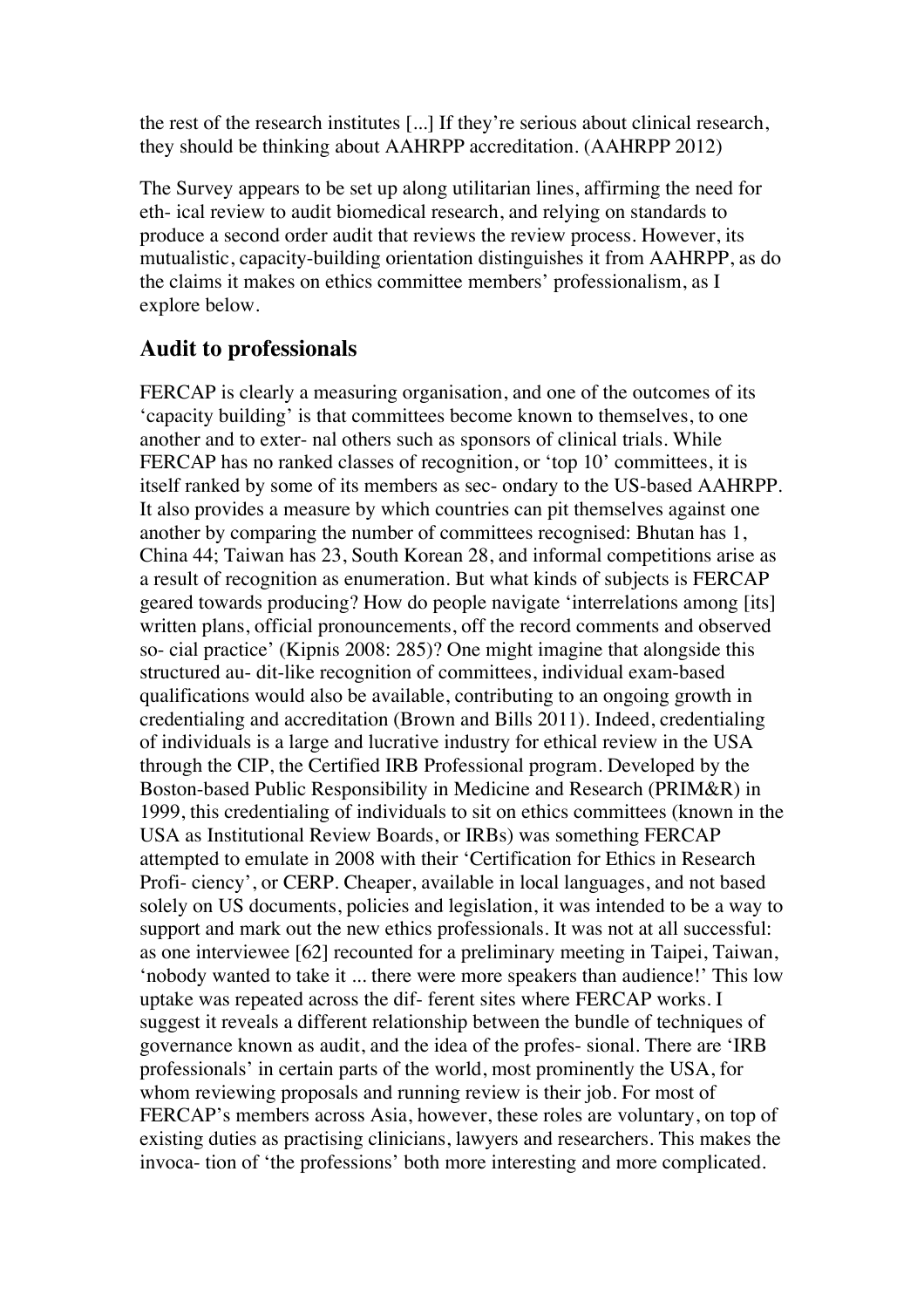the rest of the research institutes [...] If they're serious about clinical research, they should be thinking about AAHRPP accreditation. (AAHRPP 2012)

The Survey appears to be set up along utilitarian lines, affirming the need for eth- ical review to audit biomedical research, and relying on standards to produce a second order audit that reviews the review process. However, its mutualistic, capacity-building orientation distinguishes it from AAHRPP, as do the claims it makes on ethics committee members' professionalism, as I explore below.

## Audit to professionals

FERCAP is clearly a measuring organisation, and one of the outcomes of its 'capacity building' is that committees become known to themselves, to one another and to exter- nal others such as sponsors of clinical trials. While FERCAP has no ranked classes of recognition, or 'top 10' committees, it is itself ranked by some of its members as sec- ondary to the US-based AAHRPP. It also provides a measure by which countries can pit themselves against one another by comparing the number of committees recognised: Bhutan has 1, China 44; Taiwan has 23, South Korean 28, and informal competitions arise as a result of recognition as enumeration. But what kinds of subjects is FERCAP geared towards producing? How do people navigate 'interrelations among [its] written plans, official pronouncements, off the record comments and observed so- cial practice' (Kipnis 2008: 285)? One might imagine that alongside this structured au- dit-like recognition of committees, individual exam-based qualifications would also be available, contributing to an ongoing growth in credentialing and accreditation (Brown and Bills 2011). Indeed, credentialing of individuals is a large and lucrative industry for ethical review in the USA through the CIP, the Certified IRB Professional program. Developed by the Boston-based Public Responsibility in Medicine and Research (PRIM&R) in 1999, this credentialing of individuals to sit on ethics committees (known in the USA as Institutional Review Boards, or IRBs) was something FERCAP attempted to emulate in 2008 with their 'Certification for Ethics in Research Profi- ciency', or CERP. Cheaper, available in local languages, and not based solely on US documents, policies and legislation, it was intended to be a way to support and mark out the new ethics professionals. It was not at all successful: as one interviewee [62] recounted for a preliminary meeting in Taipei, Taiwan, 'nobody wanted to take it ... there were more speakers than audience!' This low uptake was repeated across the dif- ferent sites where FERCAP works. I suggest it reveals a different relationship between the bundle of techniques of governance known as audit, and the idea of the profes- sional. There are 'IRB professionals' in certain parts of the world, most prominently the USA, for whom reviewing proposals and running review is their job. For most of FERCAP's members across Asia, however, these roles are voluntary, on top of existing duties as practising clinicians, lawyers and researchers. This makes the invoca- tion of 'the professions' both more interesting and more complicated.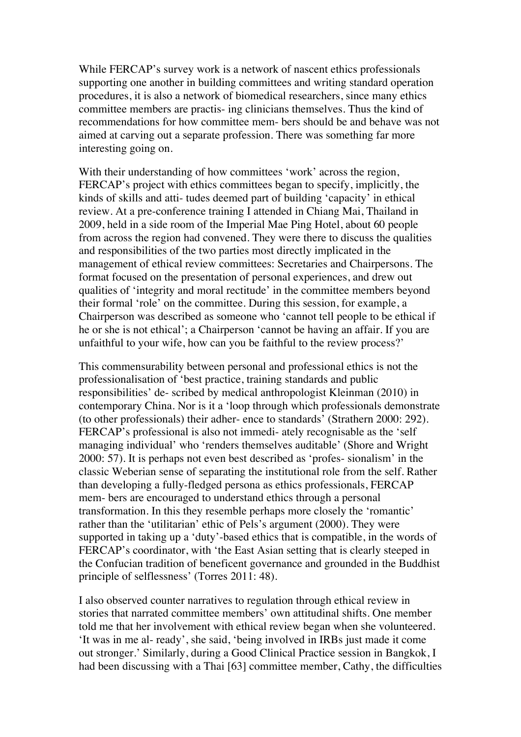While FERCAP's survey work is a network of nascent ethics professionals supporting one another in building committees and writing standard operation procedures, it is also a network of biomedical researchers, since many ethics committee members are practis- ing clinicians themselves. Thus the kind of recommendations for how committee mem- bers should be and behave was not aimed at carving out a separate profession. There was something far more interesting going on.

With their understanding of how committees 'work' across the region, FERCAP's project with ethics committees began to specify, implicitly, the kinds of skills and atti- tudes deemed part of building 'capacity' in ethical review. At a pre-conference training I attended in Chiang Mai, Thailand in 2009, held in a side room of the Imperial Mae Ping Hotel, about 60 people from across the region had convened. They were there to discuss the qualities and responsibilities of the two parties most directly implicated in the management of ethical review committees: Secretaries and Chairpersons. The format focused on the presentation of personal experiences, and drew out qualities of 'integrity and moral rectitude' in the committee members beyond their formal 'role' on the committee. During this session, for example, a Chairperson was described as someone who 'cannot tell people to be ethical if he or she is not ethical'; a Chairperson 'cannot be having an affair. If you are unfaithful to your wife, how can you be faithful to the review process?'

This commensurability between personal and professional ethics is not the professionalisation of 'best practice, training standards and public responsibilities' de- scribed by medical anthropologist Kleinman (2010) in contemporary China. Nor is it a 'loop through which professionals demonstrate (to other professionals) their adher- ence to standards' (Strathern 2000: 292). FERCAP's professional is also not immedi- ately recognisable as the 'self managing individual' who 'renders themselves auditable' (Shore and Wright 2000: 57). It is perhaps not even best described as 'profes- sionalism' in the classic Weberian sense of separating the institutional role from the self. Rather than developing a fully-fledged persona as ethics professionals, FERCAP mem- bers are encouraged to understand ethics through a personal transformation. In this they resemble perhaps more closely the 'romantic' rather than the 'utilitarian' ethic of Pels's argument (2000). They were supported in taking up a 'duty'-based ethics that is compatible, in the words of FERCAP's coordinator, with 'the East Asian setting that is clearly steeped in the Confucian tradition of beneficent governance and grounded in the Buddhist principle of selflessness' (Torres 2011: 48).

I also observed counter narratives to regulation through ethical review in stories that narrated committee members' own attitudinal shifts. One member told me that her involvement with ethical review began when she volunteered. 'It was in me al- ready', she said, 'being involved in IRBs just made it come out stronger.' Similarly, during a Good Clinical Practice session in Bangkok, I had been discussing with a Thai [63] committee member, Cathy, the difficulties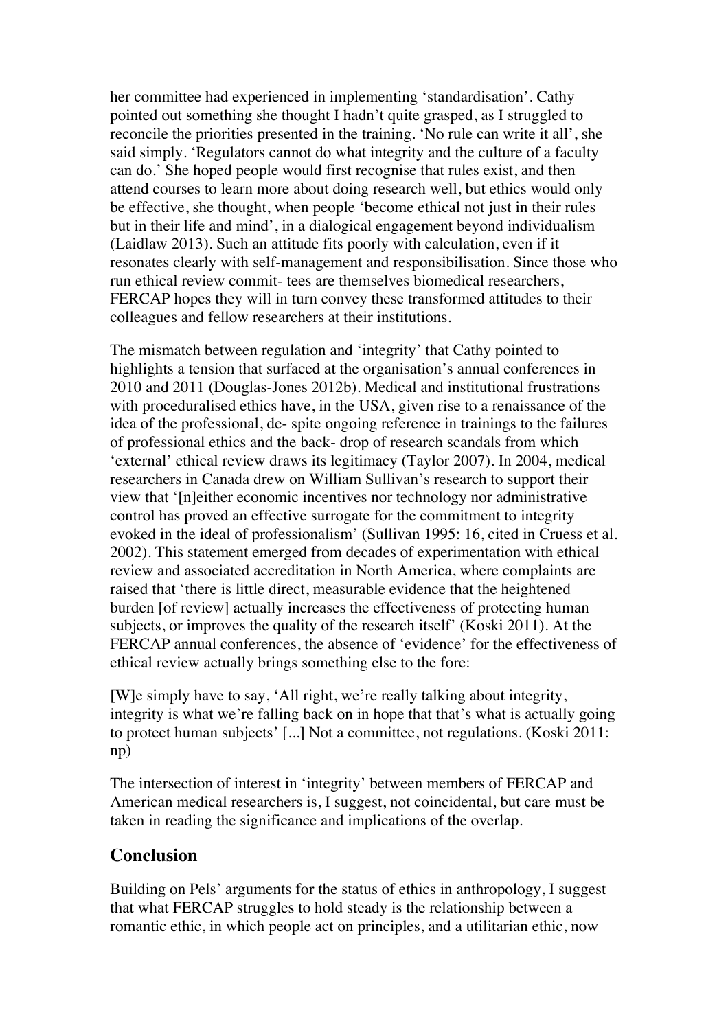her committee had experienced in implementing 'standardisation'. Cathy pointed out something she thought I hadn't quite grasped, as I struggled to reconcile the priorities presented in the training. 'No rule can write it all', she said simply. 'Regulators cannot do what integrity and the culture of a faculty can do.' She hoped people would first recognise that rules exist, and then attend courses to learn more about doing research well, but ethics would only be effective, she thought, when people 'become ethical not just in their rules but in their life and mind', in a dialogical engagement beyond individualism (Laidlaw 2013). Such an attitude fits poorly with calculation, even if it resonates clearly with self-management and responsibilisation. Since those who run ethical review commit- tees are themselves biomedical researchers, FERCAP hopes they will in turn convey these transformed attitudes to their colleagues and fellow researchers at their institutions.

The mismatch between regulation and 'integrity' that Cathy pointed to highlights a tension that surfaced at the organisation's annual conferences in 2010 and 2011 (Douglas-Jones 2012b). Medical and institutional frustrations with proceduralised ethics have, in the USA, given rise to a renaissance of the idea of the professional, de- spite ongoing reference in trainings to the failures of professional ethics and the back- drop of research scandals from which 'external' ethical review draws its legitimacy (Taylor 2007). In 2004, medical researchers in Canada drew on William Sullivan's research to support their view that '[n]either economic incentives nor technology nor administrative control has proved an effective surrogate for the commitment to integrity evoked in the ideal of professionalism' (Sullivan 1995: 16, cited in Cruess et al. 2002). This statement emerged from decades of experimentation with ethical review and associated accreditation in North America, where complaints are raised that 'there is little direct, measurable evidence that the heightened burden [of review] actually increases the effectiveness of protecting human subjects, or improves the quality of the research itself' (Koski 2011). At the FERCAP annual conferences, the absence of 'evidence' for the effectiveness of ethical review actually brings something else to the fore:

[W]e simply have to say, 'All right, we're really talking about integrity, integrity is what we're falling back on in hope that that's what is actually going to protect human subjects' [...] Not a committee, not regulations. (Koski 2011: np)

The intersection of interest in 'integrity' between members of FERCAP and American medical researchers is, I suggest, not coincidental, but care must be taken in reading the significance and implications of the overlap.

## Conclusion

Building on Pels' arguments for the status of ethics in anthropology, I suggest that what FERCAP struggles to hold steady is the relationship between a romantic ethic, in which people act on principles, and a utilitarian ethic, now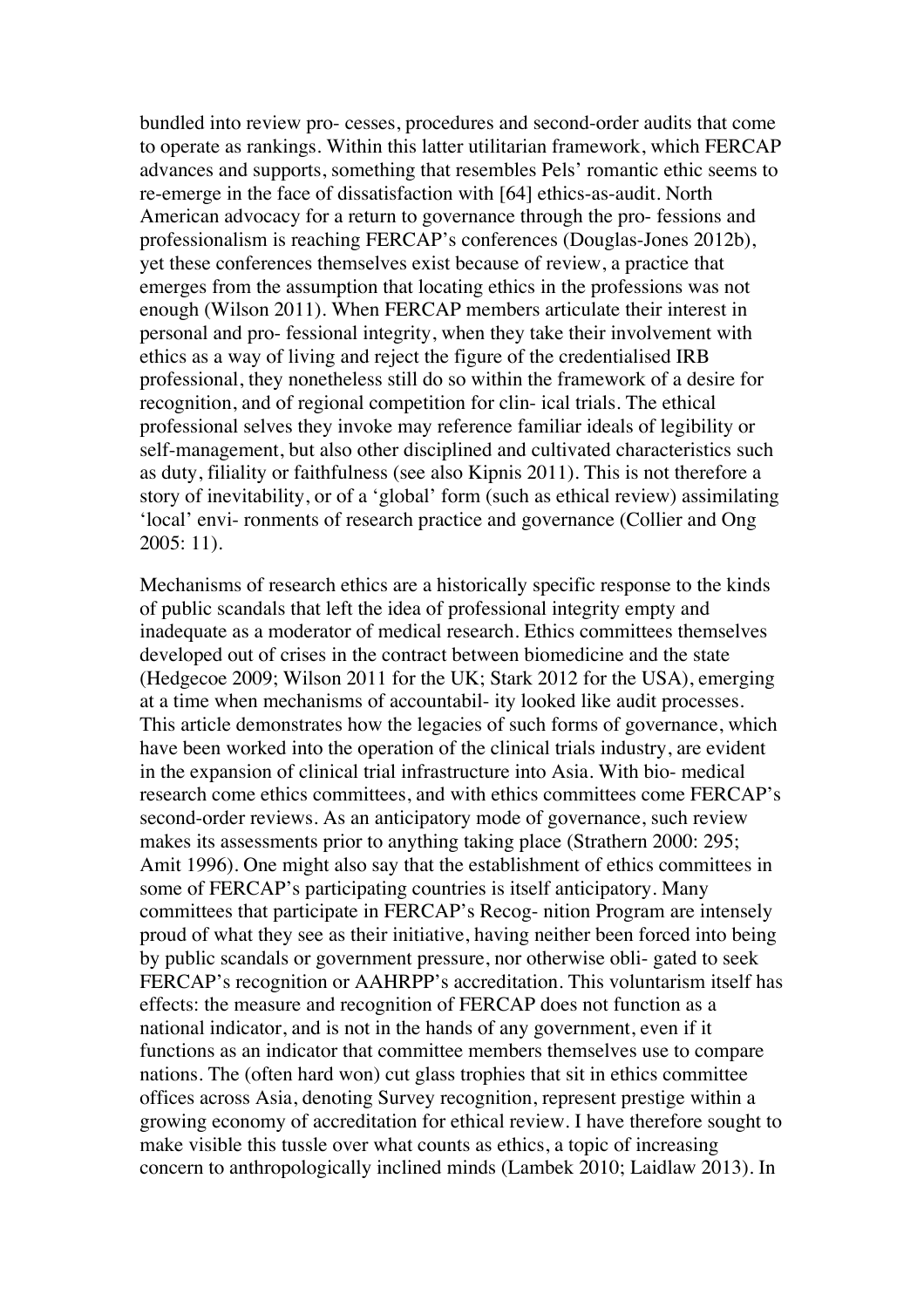bundled into review pro- cesses, procedures and second-order audits that come to operate as rankings. Within this latter utilitarian framework, which FERCAP advances and supports, something that resembles Pels' romantic ethic seems to re-emerge in the face of dissatisfaction with [64] ethics-as-audit. North American advocacy for a return to governance through the pro- fessions and professionalism is reaching FERCAP's conferences (Douglas-Jones 2012b), yet these conferences themselves exist because of review, a practice that emerges from the assumption that locating ethics in the professions was not enough (Wilson 2011). When FERCAP members articulate their interest in personal and pro- fessional integrity, when they take their involvement with ethics as a way of living and reject the figure of the credentialised IRB professional, they nonetheless still do so within the framework of a desire for recognition, and of regional competition for clin- ical trials. The ethical professional selves they invoke may reference familiar ideals of legibility or self-management, but also other disciplined and cultivated characteristics such as duty, filiality or faithfulness (see also Kipnis 2011). This is not therefore a story of inevitability, or of a 'global' form (such as ethical review) assimilating 'local' envi- ronments of research practice and governance (Collier and Ong 2005: 11).

Mechanisms of research ethics are a historically specific response to the kinds of public scandals that left the idea of professional integrity empty and inadequate as a moderator of medical research. Ethics committees themselves developed out of crises in the contract between biomedicine and the state (Hedgecoe 2009; Wilson 2011 for the UK; Stark 2012 for the USA), emerging at a time when mechanisms of accountabil- ity looked like audit processes. This article demonstrates how the legacies of such forms of governance, which have been worked into the operation of the clinical trials industry, are evident in the expansion of clinical trial infrastructure into Asia. With bio- medical research come ethics committees, and with ethics committees come FERCAP's second-order reviews. As an anticipatory mode of governance, such review makes its assessments prior to anything taking place (Strathern 2000: 295; Amit 1996). One might also say that the establishment of ethics committees in some of FERCAP's participating countries is itself anticipatory. Many committees that participate in FERCAP's Recog- nition Program are intensely proud of what they see as their initiative, having neither been forced into being by public scandals or government pressure, nor otherwise obli- gated to seek FERCAP's recognition or AAHRPP's accreditation. This voluntarism itself has effects: the measure and recognition of FERCAP does not function as a national indicator, and is not in the hands of any government, even if it functions as an indicator that committee members themselves use to compare nations. The (often hard won) cut glass trophies that sit in ethics committee offices across Asia, denoting Survey recognition, represent prestige within a growing economy of accreditation for ethical review. I have therefore sought to make visible this tussle over what counts as ethics, a topic of increasing concern to anthropologically inclined minds (Lambek 2010; Laidlaw 2013). In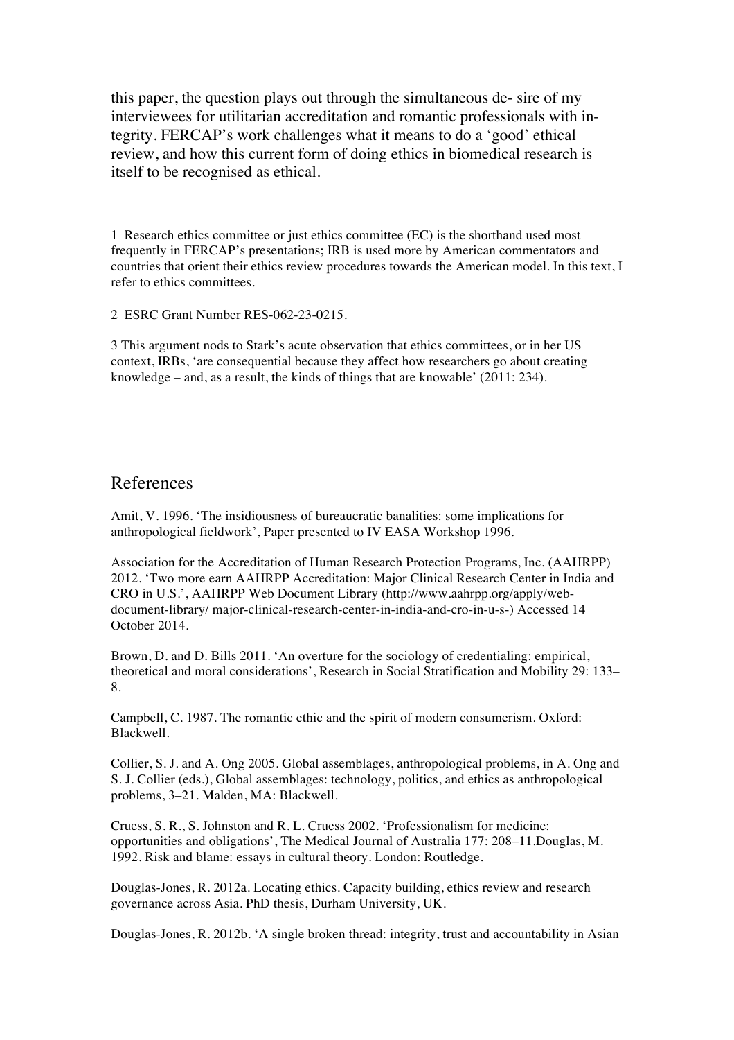this paper, the question plays out through the simultaneous de- sire of my interviewees for utilitarian accreditation and romantic professionals with in- tegrity. FERCAP's work challenges what it means to do a 'good' ethical review, and how this current form of doing ethics in biomedical research is itself to be recognised as ethical.

1 Research ethics committee or just ethics committee (EC) is the shorthand used most frequently in FERCAP's presentations; IRB is used more by American commentators and countries that orient their ethics review procedures towards the American model. In this text, I refer to ethics committees.

2 ESRC Grant Number RES-062-23-0215.

3 This argument nods to Stark's acute observation that ethics committees, or in her US context, IRBs, 'are consequential because they affect how researchers go about creating knowledge – and, as a result, the kinds of things that are knowable' (2011: 234).

## References

Amit, V. 1996. 'The insidiousness of bureaucratic banalities: some implications for anthropological fieldwork', Paper presented to IV EASA Workshop 1996.

Association for the Accreditation of Human Research Protection Programs, Inc. (AAHRPP) 2012. 'Two more earn AAHRPP Accreditation: Major Clinical Research Center in India and CRO in U.S.', AAHRPP Web Document Library (http://www.aahrpp.org/apply/web-document-library/ major-clinical-research-center-in-india-and-cro-in-u-s-) Accessed 14 October 2014.

Brown, D. and D. Bills 2011. 'An overture for the sociology of credentialing: empirical, theoretical and moral considerations', Research in Social Stratification and Mobility 29: 133–8.

Campbell, C. 1987. The romantic ethic and the spirit of modern consumerism. Oxford: Blackwell.

Collier, S. J. and A. Ong 2005. Global assemblages, anthropological problems, in A. Ong and S. J. Collier (eds.), Global assemblages: technology, politics, and ethics as anthropological problems, 3–21. Malden, MA: Blackwell.

Cruess, S. R., S. Johnston and R. L. Cruess 2002. 'Professionalism for medicine: opportunities and obligations', The Medical Journal of Australia 177: 208–11.Douglas, M. 1992. Risk and blame: essays in cultural theory. London: Routledge.

Douglas-Jones, R. 2012a. Locating ethics. Capacity building, ethics review and research governance across Asia. PhD thesis, Durham University, UK.

Douglas-Jones, R. 2012b. 'A single broken thread: integrity, trust and accountability in Asian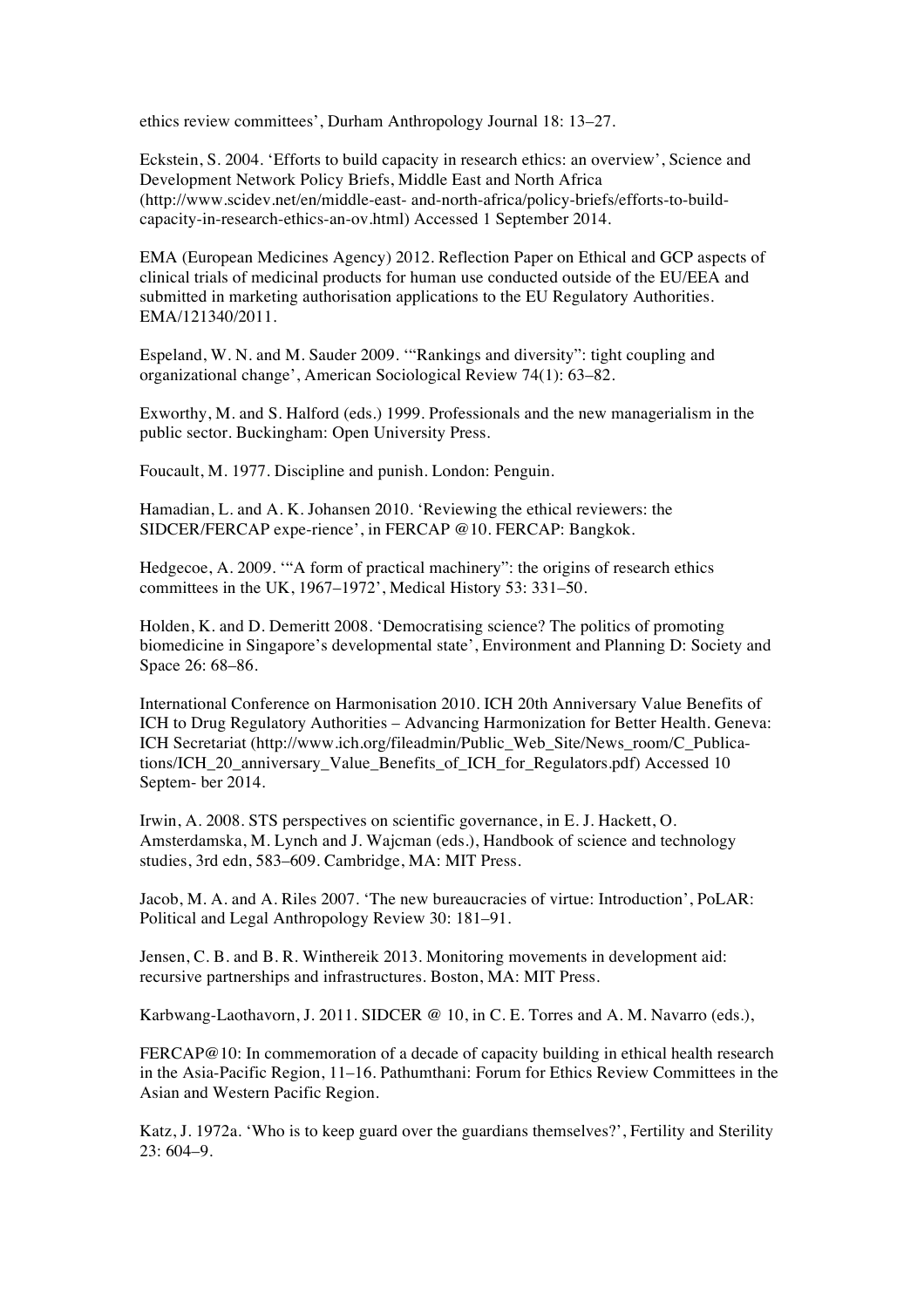ethics review committees', Durham Anthropology Journal 18: 13–27.

Eckstein, S. 2004. 'Efforts to build capacity in research ethics: an overview', Science and Development Network Policy Briefs, Middle East and North Africa (http://www.scidev.net/en/middle-east- and-north-africa/policy-briefs/efforts-to-build-capacity-in-research-ethics-an-ov.html) Accessed 1 September 2014.

EMA (European Medicines Agency) 2012. Reflection Paper on Ethical and GCP aspects of clinical trials of medicinal products for human use conducted outside of the EU/EEA and submitted in marketing authorisation applications to the EU Regulatory Authorities. EMA/121340/2011.

Espeland, W. N. and M. Sauder 2009. '"Rankings and diversity": tight coupling and organizational change', American Sociological Review 74(1): 63–82.

Exworthy, M. and S. Halford (eds.) 1999. Professionals and the new managerialism in the public sector. Buckingham: Open University Press.

Foucault, M. 1977. Discipline and punish. London: Penguin.

Hamadian, L. and A. K. Johansen 2010. 'Reviewing the ethical reviewers: the SIDCER/FERCAP expe-rience', in FERCAP @10. FERCAP: Bangkok.

Hedgecoe, A. 2009. '"A form of practical machinery": the origins of research ethics committees in the UK, 1967–1972', Medical History 53: 331–50.

Holden, K. and D. Demeritt 2008. 'Democratising science? The politics of promoting biomedicine in Singapore's developmental state', Environment and Planning D: Society and Space 26: 68–86.

International Conference on Harmonisation 2010. ICH 20th Anniversary Value Benefits of ICH to Drug Regulatory Authorities – Advancing Harmonization for Better Health. Geneva: ICH Secretariat (http://www.ich.org/fileadmin/Public_Web_Site/News_room/C_Publica-tions/ICH_20_anniversary_Value_Benefits_of_ICH_for_Regulators.pdf) Accessed 10 Septem- ber 2014.

Irwin, A. 2008. STS perspectives on scientific governance, in E. J. Hackett, O. Amsterdamska, M. Lynch and J. Wajcman (eds.), Handbook of science and technology studies, 3rd edn, 583–609. Cambridge, MA: MIT Press.

Jacob, M. A. and A. Riles 2007. 'The new bureaucracies of virtue: Introduction', PoLAR: Political and Legal Anthropology Review 30: 181–91.

Jensen, C. B. and B. R. Winthereik 2013. Monitoring movements in development aid: recursive partnerships and infrastructures. Boston, MA: MIT Press.

Karbwang-Laothavorn, J. 2011. SIDCER @ 10, in C. E. Torres and A. M. Navarro (eds.),

FERCAP@10: In commemoration of a decade of capacity building in ethical health research in the Asia-Pacific Region, 11–16. Pathumthani: Forum for Ethics Review Committees in the Asian and Western Pacific Region.

Katz, J. 1972a. 'Who is to keep guard over the guardians themselves?', Fertility and Sterility 23: 604–9.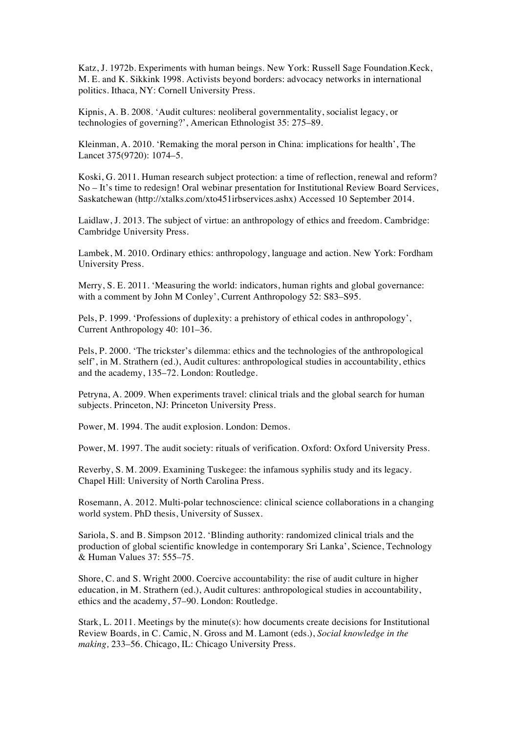Katz, J. 1972b. Experiments with human beings. New York: Russell Sage Foundation.Keck, M. E. and K. Sikkink 1998. Activists beyond borders: advocacy networks in international politics. Ithaca, NY: Cornell University Press.

Kipnis, A. B. 2008. 'Audit cultures: neoliberal governmentality, socialist legacy, or technologies of governing?', American Ethnologist 35: 275–89.

Kleinman, A. 2010. 'Remaking the moral person in China: implications for health', The Lancet 375(9720): 1074–5.

Koski, G. 2011. Human research subject protection: a time of reflection, renewal and reform? No – It's time to redesign! Oral webinar presentation for Institutional Review Board Services, Saskatchewan (http://xtalks.com/xto451irbservices.ashx) Accessed 10 September 2014.

Laidlaw, J. 2013. The subject of virtue: an anthropology of ethics and freedom. Cambridge: Cambridge University Press.

Lambek, M. 2010. Ordinary ethics: anthropology, language and action. New York: Fordham University Press.

Merry, S. E. 2011. 'Measuring the world: indicators, human rights and global governance: with a comment by John M Conley', Current Anthropology 52: S83–S95.

Pels, P. 1999. 'Professions of duplexity: a prehistory of ethical codes in anthropology', Current Anthropology 40: 101–36.

Pels, P. 2000. 'The trickster's dilemma: ethics and the technologies of the anthropological self', in M. Strathern (ed.), Audit cultures: anthropological studies in accountability, ethics and the academy, 135–72. London: Routledge.

Petryna, A. 2009. When experiments travel: clinical trials and the global search for human subjects. Princeton, NJ: Princeton University Press.

Power, M. 1994. The audit explosion. London: Demos.

Power, M. 1997. The audit society: rituals of verification. Oxford: Oxford University Press.

Reverby, S. M. 2009. Examining Tuskegee: the infamous syphilis study and its legacy. Chapel Hill: University of North Carolina Press.

Rosemann, A. 2012. Multi-polar technoscience: clinical science collaborations in a changing world system. PhD thesis, University of Sussex.

Sariola, S. and B. Simpson 2012. 'Blinding authority: randomized clinical trials and the production of global scientific knowledge in contemporary Sri Lanka', Science, Technology & Human Values 37: 555–75.

Shore, C. and S. Wright 2000. Coercive accountability: the rise of audit culture in higher education, in M. Strathern (ed.), Audit cultures: anthropological studies in accountability, ethics and the academy, 57–90. London: Routledge.

Stark, L. 2011. Meetings by the minute(s): how documents create decisions for Institutional Review Boards, in C. Camic, N. Gross and M. Lamont (eds.), *Social knowledge in the making,* 233–56. Chicago, IL: Chicago University Press.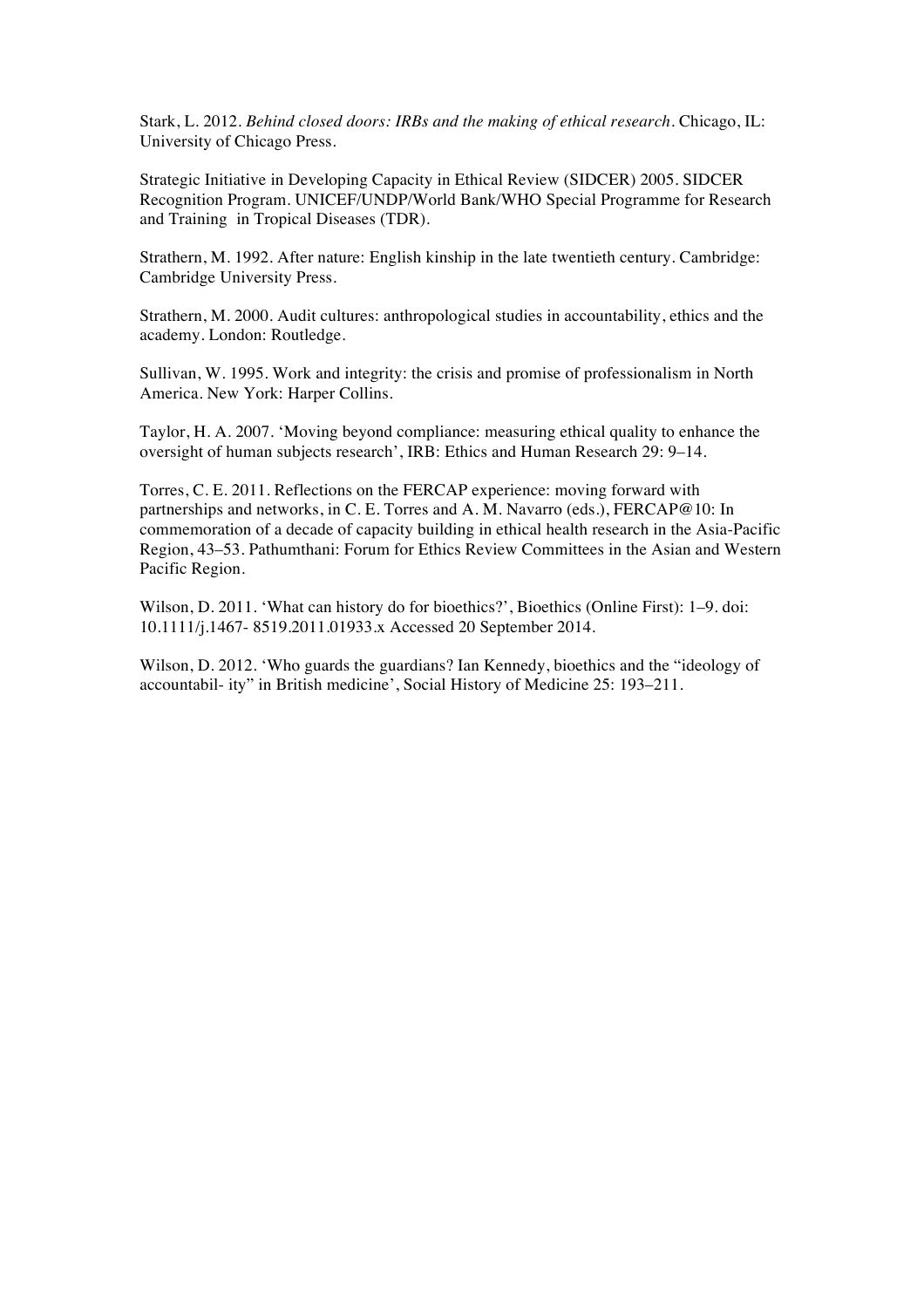Stark, L. 2012. *Behind closed doors: IRBs and the making of ethical research*. Chicago, IL: University of Chicago Press.

Strategic Initiative in Developing Capacity in Ethical Review (SIDCER) 2005. SIDCER Recognition Program. UNICEF/UNDP/World Bank/WHO Special Programme for Research and Training in Tropical Diseases (TDR).

Strathern, M. 1992. After nature: English kinship in the late twentieth century. Cambridge: Cambridge University Press.

Strathern, M. 2000. Audit cultures: anthropological studies in accountability, ethics and the academy. London: Routledge.

Sullivan, W. 1995. Work and integrity: the crisis and promise of professionalism in North America. New York: Harper Collins.

Taylor, H. A. 2007. 'Moving beyond compliance: measuring ethical quality to enhance the oversight of human subjects research', IRB: Ethics and Human Research 29: 9–14.

Torres, C. E. 2011. Reflections on the FERCAP experience: moving forward with partnerships and networks, in C. E. Torres and A. M. Navarro (eds.), FERCAP@10: In commemoration of a decade of capacity building in ethical health research in the Asia-Pacific Region, 43–53. Pathumthani: Forum for Ethics Review Committees in the Asian and Western Pacific Region.

Wilson, D. 2011. 'What can history do for bioethics?', Bioethics (Online First): 1–9. doi: 10.1111/j.1467- 8519.2011.01933.x Accessed 20 September 2014.

Wilson, D. 2012. 'Who guards the guardians? Ian Kennedy, bioethics and the "ideology of accountabil- ity" in British medicine', Social History of Medicine 25: 193–211.